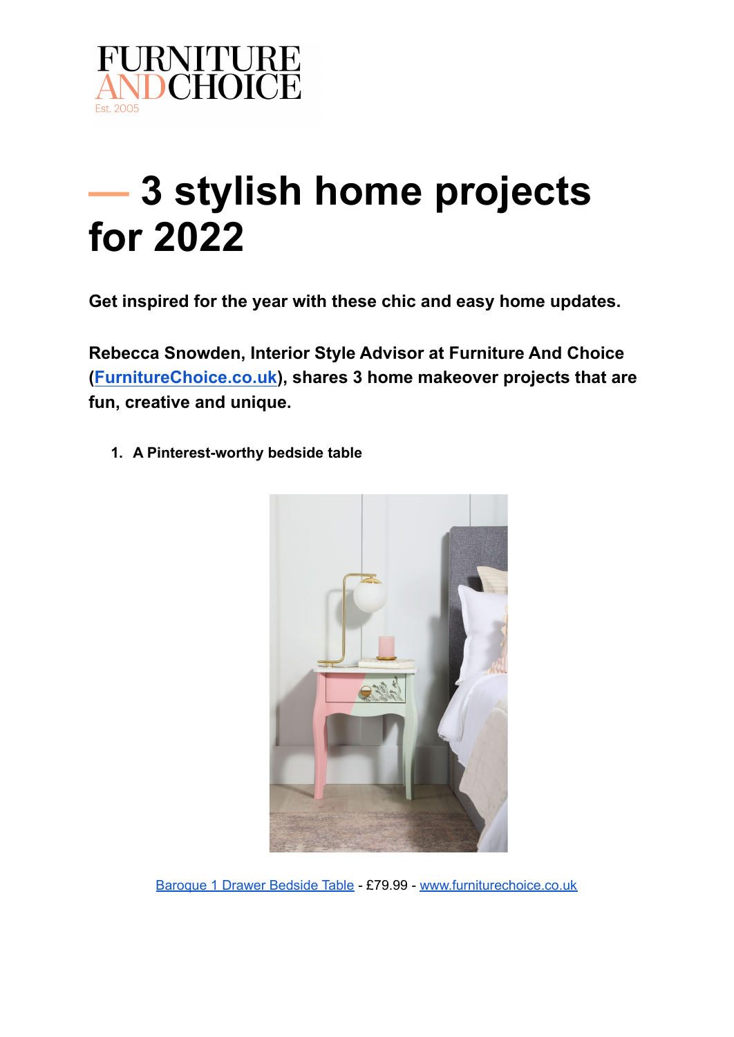FURNITURE
AND CHOICE
Est. 2005

# — 3 stylish home projects for 2022

**Get inspired for the year with these chic and easy home updates.**

**Rebecca Snowden, Interior Style Advisor at Furniture And Choice (FurnitureChoice.co.uk), shares 3 home makeover projects that are fun, creative and unique.**

1. **A Pinterest-worthy bedside table**

Baroque 1 Drawer Bedside Table - £79.99 - www.furniturechoice.co.uk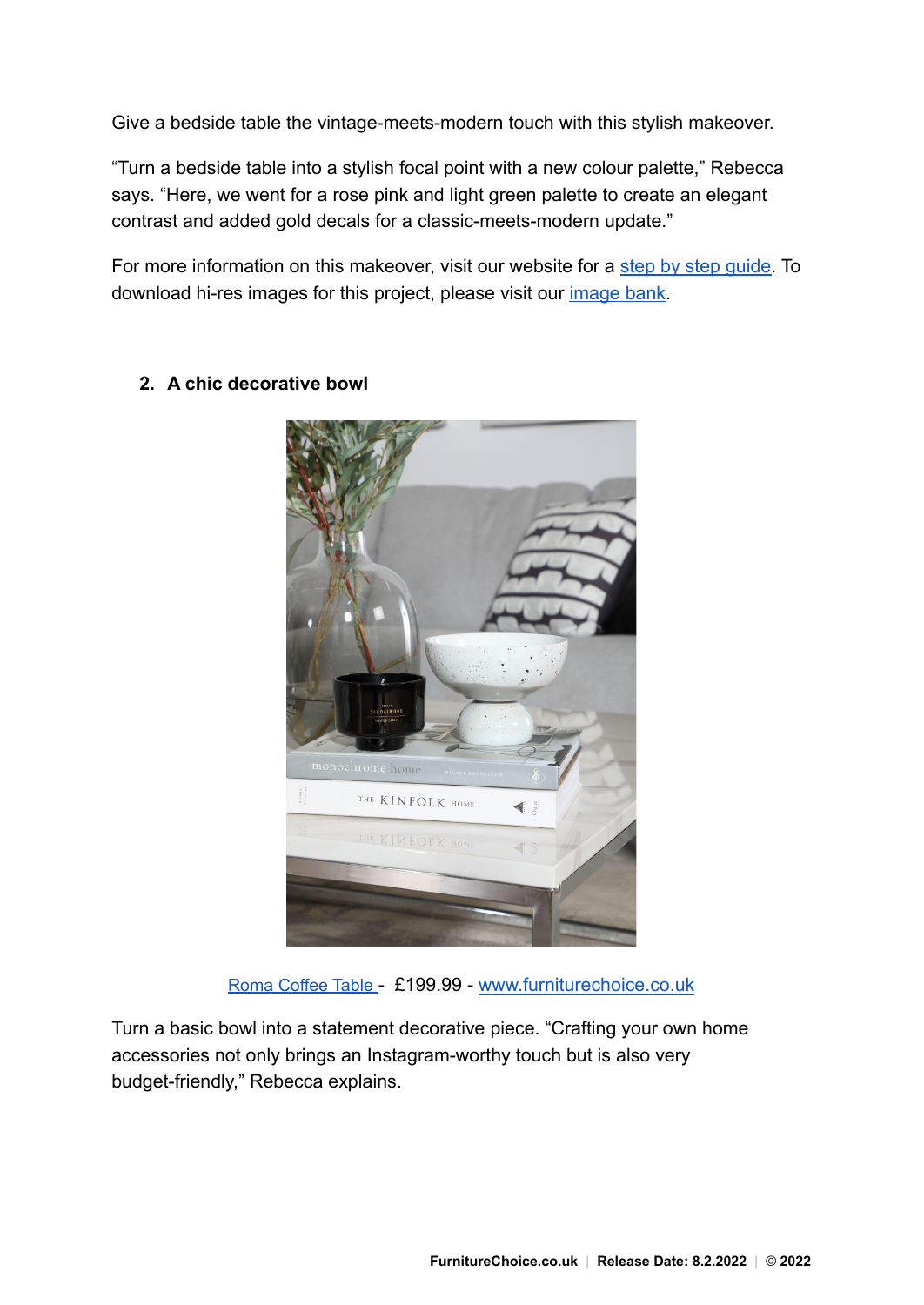Give a bedside table the vintage-meets-modern touch with this stylish makeover.

“Turn a bedside table into a stylish focal point with a new colour palette,” Rebecca says. “Here, we went for a rose pink and light green palette to create an elegant contrast and added gold decals for a classic-meets-modern update.”

For more information on this makeover, visit our website for a step by step guide. To download hi-res images for this project, please visit our image bank.

**2. A chic decorative bowl**

Roma Coffee Table - £199.99 - www.furniturechoice.co.uk

Turn a basic bowl into a statement decorative piece. “Crafting your own home accessories not only brings an Instagram-worthy touch but is also very budget-friendly,” Rebecca explains.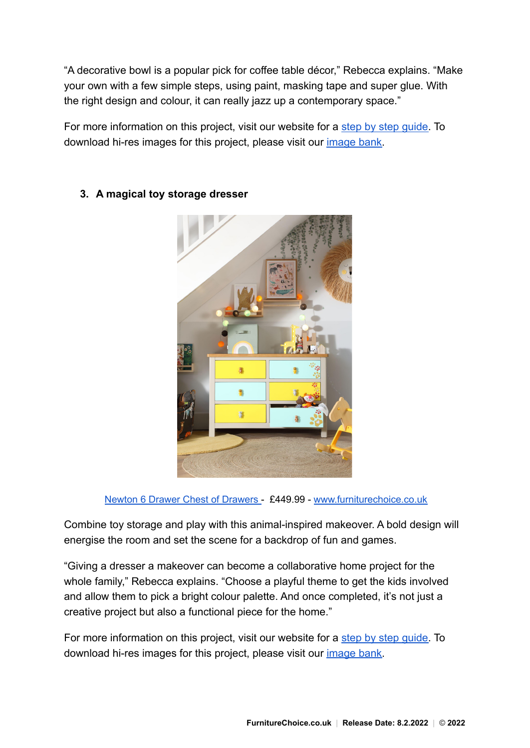“A decorative bowl is a popular pick for coffee table décor,” Rebecca explains. “Make your own with a few simple steps, using paint, masking tape and super glue. With the right design and colour, it can really jazz up a contemporary space.”

For more information on this project, visit our website for a step by step guide. To download hi-res images for this project, please visit our image bank.

### 3. A magical toy storage dresser

Newton 6 Drawer Chest of Drawers - £449.99 - www.furniturechoice.co.uk

Combine toy storage and play with this animal-inspired makeover. A bold design will energise the room and set the scene for a backdrop of fun and games.

“Giving a dresser a makeover can become a collaborative home project for the whole family,” Rebecca explains. “Choose a playful theme to get the kids involved and allow them to pick a bright colour palette. And once completed, it’s not just a creative project but also a functional piece for the home.”

For more information on this project, visit our website for a step by step guide. To download hi-res images for this project, please visit our image bank.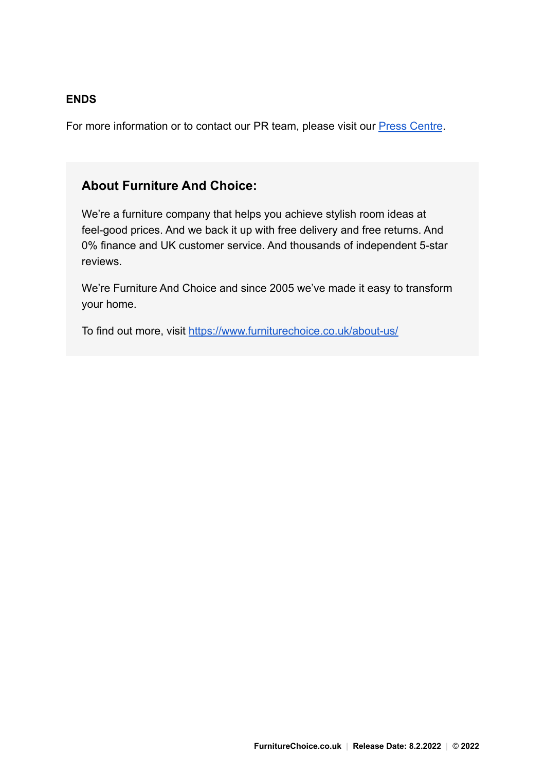**ENDS**

For more information or to contact our PR team, please visit our [Press Centre].

## About Furniture And Choice:

We're a furniture company that helps you achieve stylish room ideas at feel-good prices. And we back it up with free delivery and free returns. And 0% finance and UK customer service. And thousands of independent 5-star reviews.

We're Furniture And Choice and since 2005 we've made it easy to transform your home.

To find out more, visit https://www.furniturechoice.co.uk/about-us/